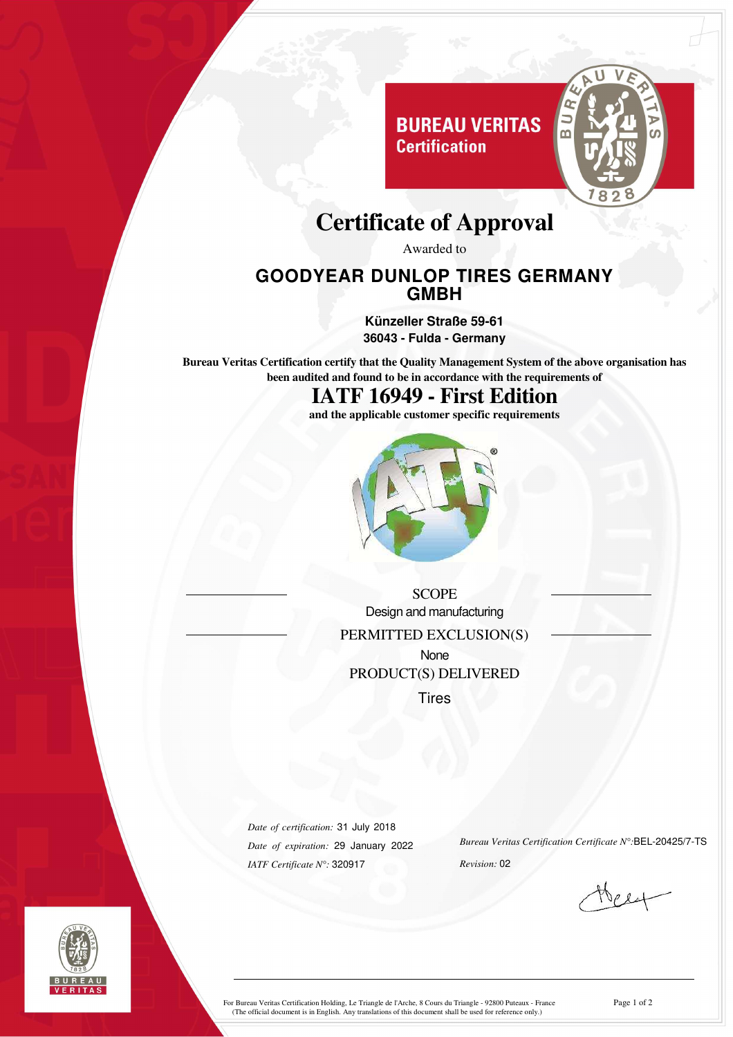**BUREAU VERITAS**
**Certification**

# Certificate of Approval

Awarded to

## GOODYEAR DUNLOP TIRES GERMANY GMBH

**Künzeller Straße 59-61**
**36043 - Fulda - Germany**

**Bureau Veritas Certification certify that the Quality Management System of the above organisation has been audited and found to be in accordance with the requirements of**

## IATF 16949 - First Edition

**and the applicable customer specific requirements**

SCOPE

Design and manufacturing

PERMITTED EXCLUSION(S)

None

PRODUCT(S) DELIVERED

Tires

*Date of certification:* 31 July 2018
*Date of expiration:* 29 January 2022
*IATF Certificate N°:* 320917

*Bureau Veritas Certification Certificate N°:* BEL-20425/7-TS
*Revision:* 02

For Bureau Veritas Certification Holding, Le Triangle de l'Arche, 8 Cours du Triangle - 92800 Puteaux - France
(The official document is in English. Any translations of this document shall be used for reference only.)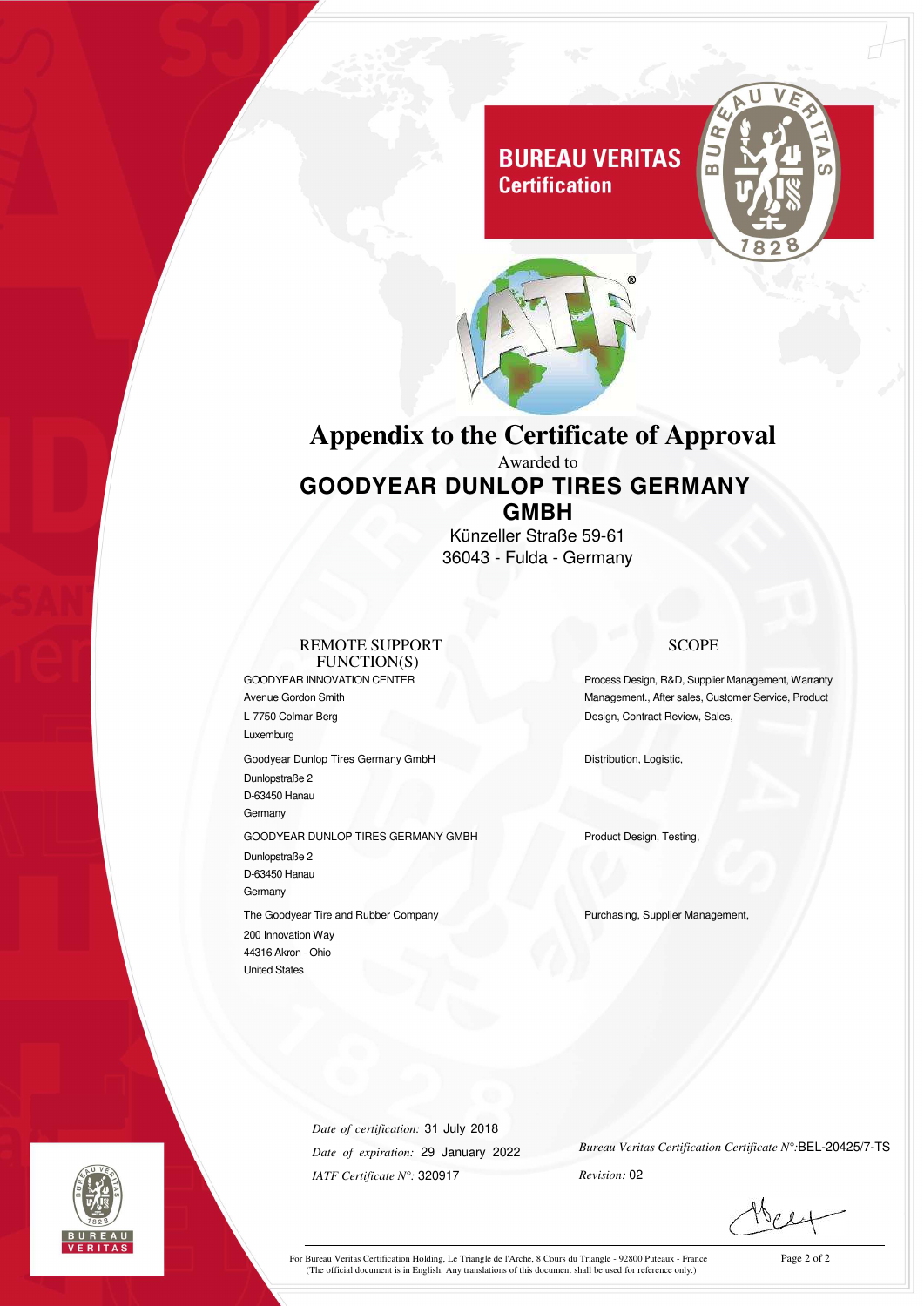**BUREAU VERITAS**
**Certification**

# Appendix to the Certificate of Approval

Awarded to

## GOODYEAR DUNLOP TIRES GERMANY GMBH

Künzeller Straße 59-61
36043 - Fulda - Germany

| REMOTE SUPPORT FUNCTION(S) | SCOPE |
|---|---|
| GOODYEAR INNOVATION CENTER<br>Avenue Gordon Smith<br>L-7750 Colmar-Berg<br>Luxemburg | Process Design, R&D, Supplier Management, Warranty Management., After sales, Customer Service, Product Design, Contract Review, Sales, |
| Goodyear Dunlop Tires Germany GmbH<br>Dunlopstraße 2<br>D-63450 Hanau<br>Germany | Distribution, Logistic, |
| GOODYEAR DUNLOP TIRES GERMANY GMBH<br>Dunlopstraße 2<br>D-63450 Hanau<br>Germany | Product Design, Testing, |
| The Goodyear Tire and Rubber Company<br>200 Innovation Way<br>44316 Akron - Ohio<br>United States | Purchasing, Supplier Management, |

*Date of certification:* 31 July 2018
*Date of expiration:* 29 January 2022
*IATF Certificate N°:* 320917

*Bureau Veritas Certification Certificate N°:*BEL-20425/7-TS
*Revision:* 02

For Bureau Veritas Certification Holding, Le Triangle de l'Arche, 8 Cours du Triangle - 92800 Puteaux - France
(The official document is in English. Any translations of this document shall be used for reference only.)